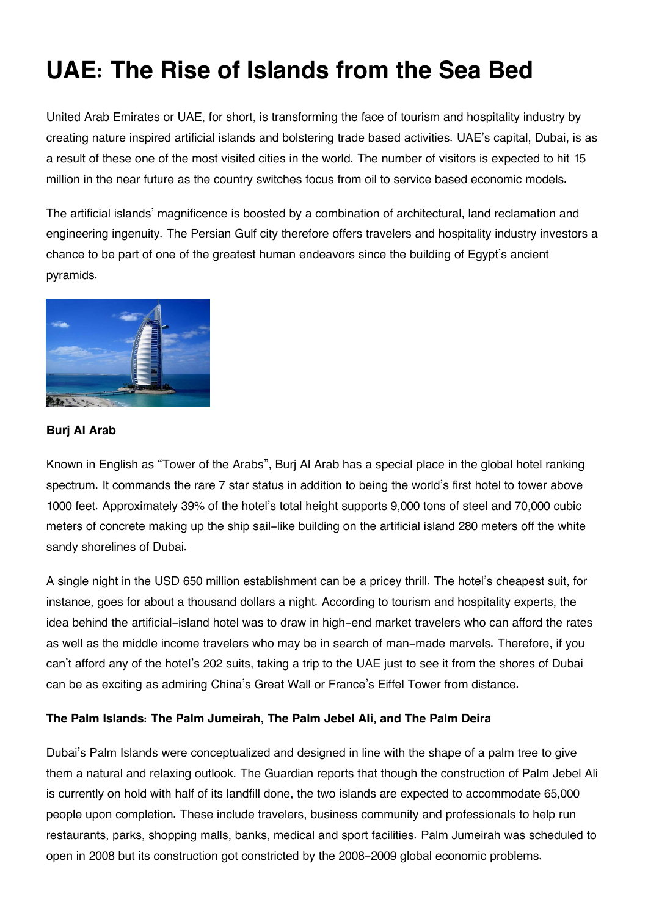# UAE: The Rise of Islands from the Sea Bed

United Arab Emirates or UAE, for short, is transforming the face of tourism and hospitality industry by creating nature inspired artificial islands and bolstering trade based activities. UAE's capital, Dubai, is as a result of these one of the most visited cities in the world. The number of visitors is expected to hit 15 million in the near future as the country switches focus from oil to service based economic models.

The artificial islands' magnificence is boosted by a combination of architectural, land reclamation and engineering ingenuity. The Persian Gulf city therefore offers travelers and hospitality industry investors a chance to be part of one of the greatest human endeavors since the building of Egypt's ancient pyramids.

**Burj Al Arab**

Known in English as "Tower of the Arabs", Burj Al Arab has a special place in the global hotel ranking spectrum. It commands the rare 7 star status in addition to being the world's first hotel to tower above 1000 feet. Approximately 39% of the hotel's total height supports 9,000 tons of steel and 70,000 cubic meters of concrete making up the ship sail-like building on the artificial island 280 meters off the white sandy shorelines of Dubai.

A single night in the USD 650 million establishment can be a pricey thrill. The hotel's cheapest suit, for instance, goes for about a thousand dollars a night. According to tourism and hospitality experts, the idea behind the artificial-island hotel was to draw in high-end market travelers who can afford the rates as well as the middle income travelers who may be in search of man-made marvels. Therefore, if you can't afford any of the hotel's 202 suits, taking a trip to the UAE just to see it from the shores of Dubai can be as exciting as admiring China's Great Wall or France's Eiffel Tower from distance.

**The Palm Islands: The Palm Jumeirah, The Palm Jebel Ali, and The Palm Deira**

Dubai's Palm Islands were conceptualized and designed in line with the shape of a palm tree to give them a natural and relaxing outlook. The Guardian reports that though the construction of Palm Jebel Ali is currently on hold with half of its landfill done, the two islands are expected to accommodate 65,000 people upon completion. These include travelers, business community and professionals to help run restaurants, parks, shopping malls, banks, medical and sport facilities. Palm Jumeirah was scheduled to open in 2008 but its construction got constricted by the 2008-2009 global economic problems.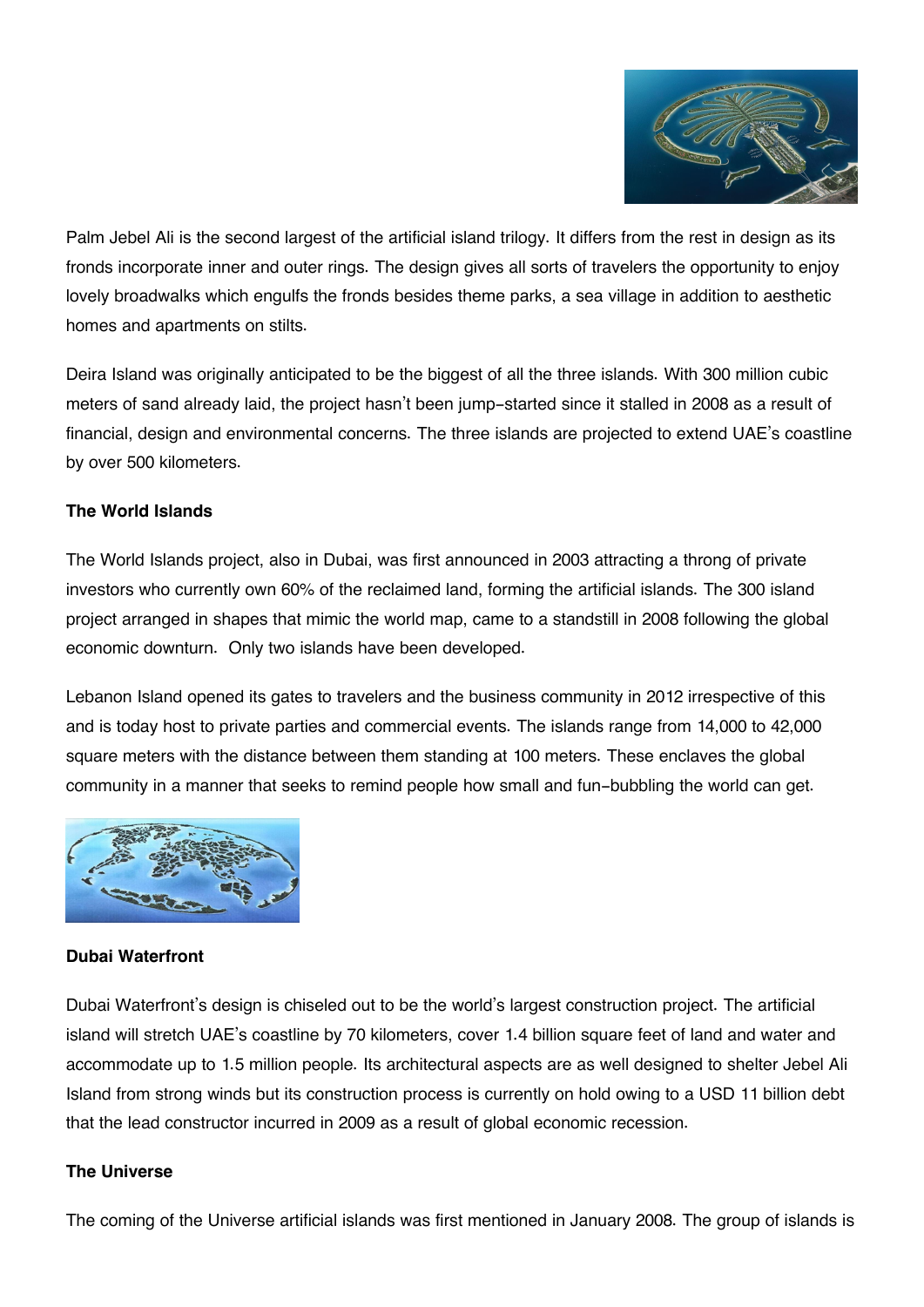Palm Jebel Ali is the second largest of the artificial island trilogy. It differs from the rest in design as its fronds incorporate inner and outer rings. The design gives all sorts of travelers the opportunity to enjoy lovely broadwalks which engulfs the fronds besides theme parks, a sea village in addition to aesthetic homes and apartments on stilts.

Deira Island was originally anticipated to be the biggest of all the three islands. With 300 million cubic meters of sand already laid, the project hasn't been jump-started since it stalled in 2008 as a result of financial, design and environmental concerns. The three islands are projected to extend UAE's coastline by over 500 kilometers.

**The World Islands**

The World Islands project, also in Dubai, was first announced in 2003 attracting a throng of private investors who currently own 60% of the reclaimed land, forming the artificial islands. The 300 island project arranged in shapes that mimic the world map, came to a standstill in 2008 following the global economic downturn. Only two islands have been developed.

Lebanon Island opened its gates to travelers and the business community in 2012 irrespective of this and is today host to private parties and commercial events. The islands range from 14,000 to 42,000 square meters with the distance between them standing at 100 meters. These enclaves the global community in a manner that seeks to remind people how small and fun-bubbling the world can get.

**Dubai Waterfront**

Dubai Waterfront's design is chiseled out to be the world's largest construction project. The artificial island will stretch UAE's coastline by 70 kilometers, cover 1.4 billion square feet of land and water and accommodate up to 1.5 million people. Its architectural aspects are as well designed to shelter Jebel Ali Island from strong winds but its construction process is currently on hold owing to a USD 11 billion debt that the lead constructor incurred in 2009 as a result of global economic recession.

**The Universe**

The coming of the Universe artificial islands was first mentioned in January 2008. The group of islands is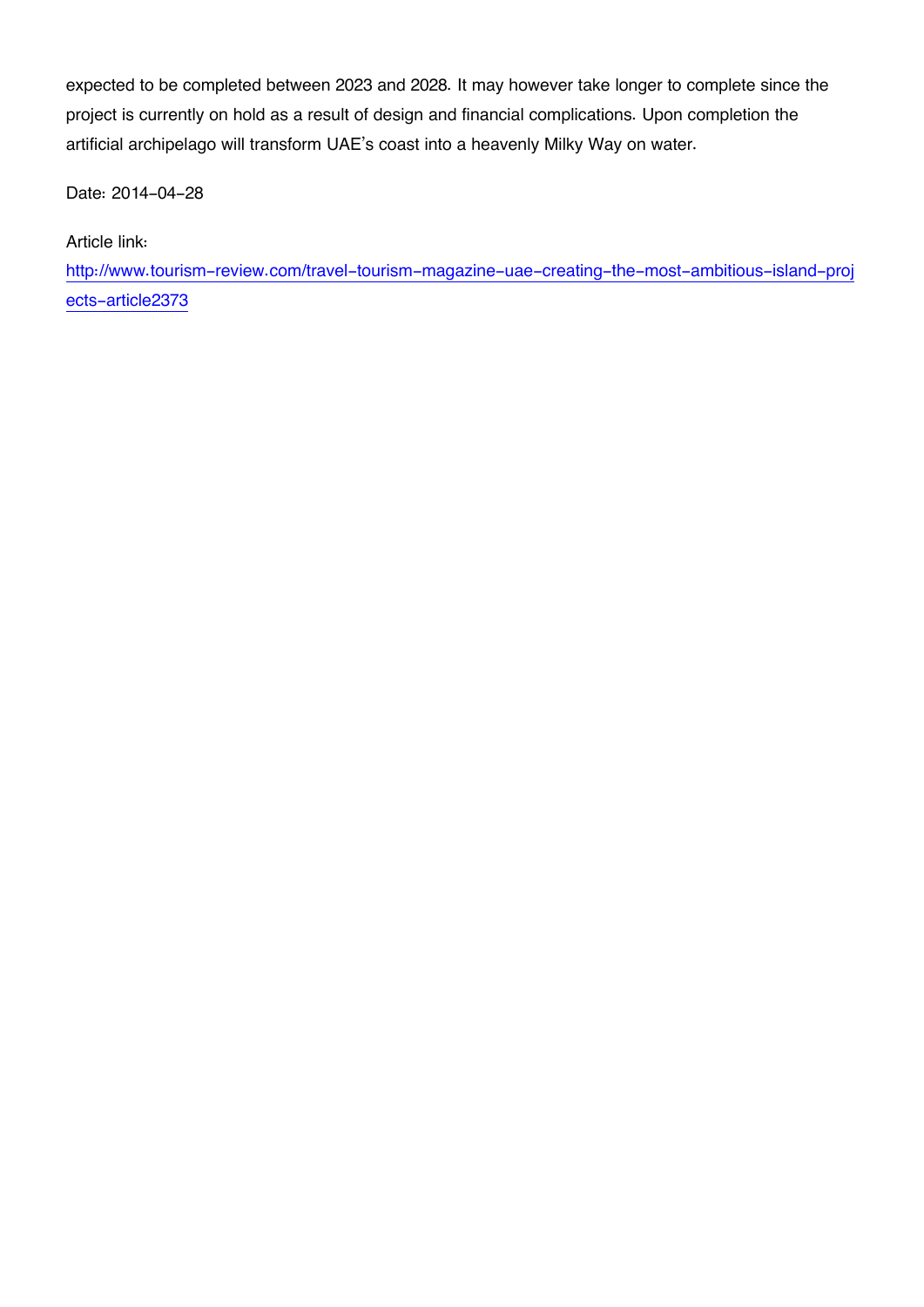expected to be completed between 2023 and 2028. It may however take longer to complete since the project is currently on hold as a result of design and financial complications. Upon completion the artificial archipelago will transform UAE's coast into a heavenly Milky Way on water.

Date: 2014-04-28

Article link:
[http://www.tourism-review.com/travel-tourism-magazine-uae-creating-the-most-ambitious-island-projects-article2373](http://www.tourism-review.com/travel-tourism-magazine-uae-creating-the-most-ambitious-island-projects-article2373)